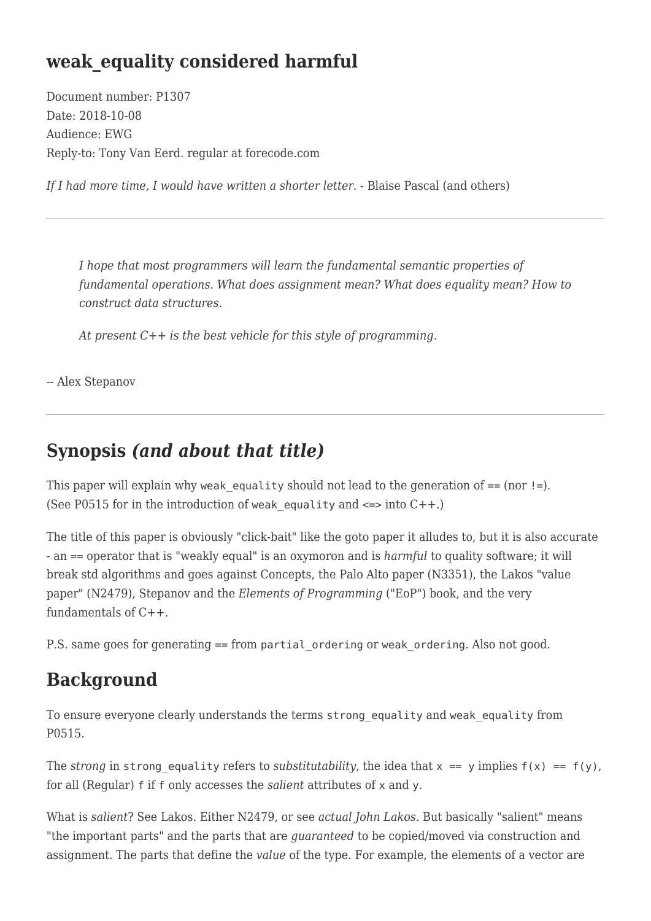# weak_equality considered harmful

Document number: P1307
Date: 2018-10-08
Audience: EWG
Reply-to: Tony Van Eerd. regular at forecode.com

*If I had more time, I would have written a shorter letter.* - Blaise Pascal (and others)

---

> *I hope that most programmers will learn the fundamental semantic properties of fundamental operations. What does assignment mean? What does equality mean? How to construct data structures.*
>
> *At present C++ is the best vehicle for this style of programming.*

-- Alex Stepanov

---

## Synopsis *(and about that title)*

This paper will explain why `weak_equality` should not lead to the generation of == (nor !=).
(See P0515 for in the introduction of `weak_equality` and <=> into C++.)

The title of this paper is obviously "click-bait" like the goto paper it alludes to, but it is also accurate - an == operator that is "weakly equal" is an oxymoron and is *harmful* to quality software; it will break std algorithms and goes against Concepts, the Palo Alto paper (N3351), the Lakos "value paper" (N2479), Stepanov and the *Elements of Programming* ("EoP") book, and the very fundamentals of C++.

P.S. same goes for generating == from `partial_ordering` or `weak_ordering`. Also not good.

## Background

To ensure everyone clearly understands the terms `strong_equality` and `weak_equality` from P0515.

The *strong* in `strong_equality` refers to *substitutability*, the idea that `x == y` implies `f(x) == f(y)`, for all (Regular) `f` if `f` only accesses the *salient* attributes of `x` and `y`.

What is *salient*? See Lakos. Either N2479, or see *actual John Lakos*. But basically "salient" means "the important parts" and the parts that are *guaranteed* to be copied/moved via construction and assignment. The parts that define the *value* of the type. For example, the elements of a vector are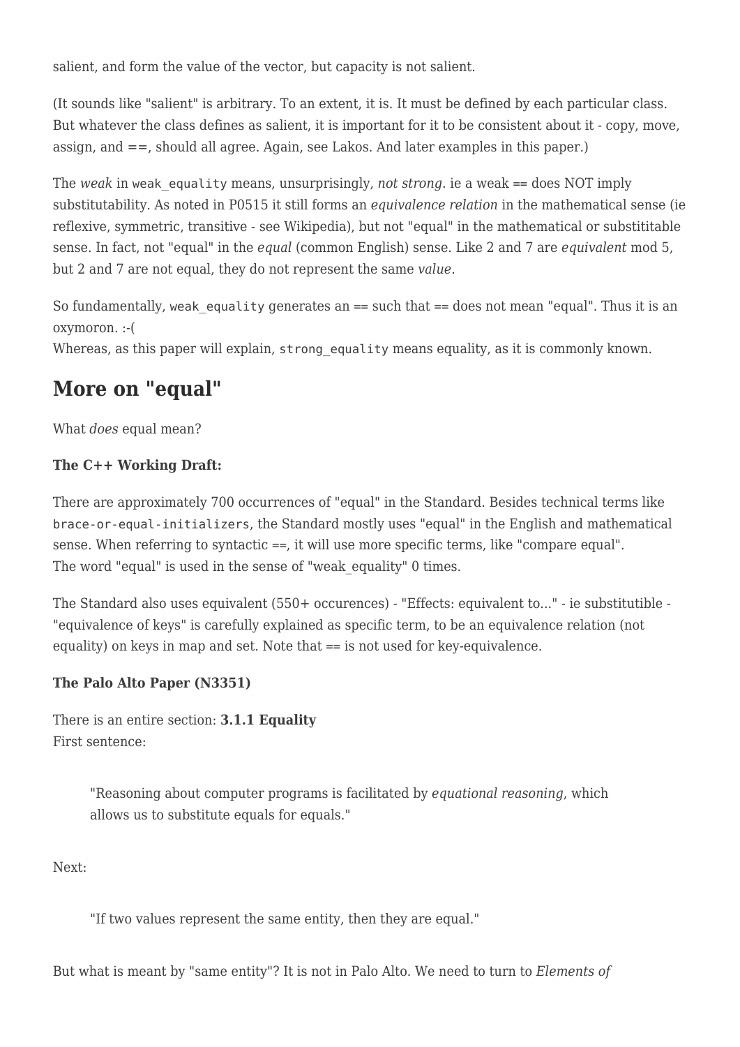salient, and form the value of the vector, but capacity is not salient.

(It sounds like "salient" is arbitrary. To an extent, it is. It must be defined by each particular class. But whatever the class defines as salient, it is important for it to be consistent about it - copy, move, assign, and ==, should all agree. Again, see Lakos. And later examples in this paper.)

The *weak* in `weak_equality` means, unsurprisingly, *not strong*. ie a weak == does NOT imply substitutability. As noted in P0515 it still forms an *equivalence relation* in the mathematical sense (ie reflexive, symmetric, transitive - see Wikipedia), but not "equal" in the mathematical or substititable sense. In fact, not "equal" in the *equal* (common English) sense. Like 2 and 7 are *equivalent* mod 5, but 2 and 7 are not equal, they do not represent the same *value*.

So fundamentally, `weak_equality` generates an == such that == does not mean "equal". Thus it is an oxymoron. :-(
Whereas, as this paper will explain, `strong_equality` means equality, as it is commonly known.

## More on "equal"

What *does* equal mean?

**The C++ Working Draft:**

There are approximately 700 occurrences of "equal" in the Standard. Besides technical terms like `brace-or-equal-initializers`, the Standard mostly uses "equal" in the English and mathematical sense. When referring to syntactic ==, it will use more specific terms, like "compare equal".
The word "equal" is used in the sense of "weak_equality" 0 times.

The Standard also uses equivalent (550+ occurences) - "Effects: equivalent to..." - ie substitutible - "equivalence of keys" is carefully explained as specific term, to be an equivalence relation (not equality) on keys in map and set. Note that == is not used for key-equivalence.

**The Palo Alto Paper (N3351)**

There is an entire section: **3.1.1 Equality**
First sentence:

> "Reasoning about computer programs is facilitated by *equational reasoning*, which allows us to substitute equals for equals."

Next:

> "If two values represent the same entity, then they are equal."

But what is meant by "same entity"? It is not in Palo Alto. We need to turn to *Elements of*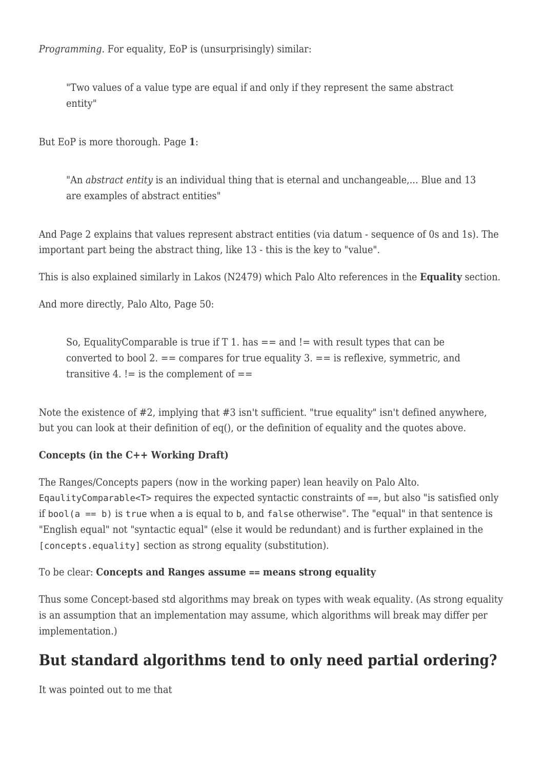*Programming*. For equality, EoP is (unsurprisingly) similar:

> "Two values of a value type are equal if and only if they represent the same abstract entity"

But EoP is more thorough. Page **1**:

> "An *abstract entity* is an individual thing that is eternal and unchangeable,... Blue and 13 are examples of abstract entities"

And Page 2 explains that values represent abstract entities (via datum - sequence of 0s and 1s). The important part being the abstract thing, like 13 - this is the key to "value".

This is also explained similarly in Lakos (N2479) which Palo Alto references in the **Equality** section.

And more directly, Palo Alto, Page 50:

> So, EqualityComparable is true if T 1. has == and != with result types that can be converted to bool 2. == compares for true equality 3. == is reflexive, symmetric, and transitive 4. != is the complement of ==

Note the existence of #2, implying that #3 isn't sufficient. "true equality" isn't defined anywhere, but you can look at their definition of eq(), or the definition of equality and the quotes above.

**Concepts (in the C++ Working Draft)**

The Ranges/Concepts papers (now in the working paper) lean heavily on Palo Alto. `EqaulityComparable<T>` requires the expected syntactic constraints of `==`, but also "is satisfied only if `bool(a == b)` is `true` when `a` is equal to `b`, and `false` otherwise". The "equal" in that sentence is "English equal" not "syntactic equal" (else it would be redundant) and is further explained in the `[concepts.equality]` section as strong equality (substitution).

To be clear: **Concepts and Ranges assume == means strong equality**

Thus some Concept-based std algorithms may break on types with weak equality. (As strong equality is an assumption that an implementation may assume, which algorithms will break may differ per implementation.)

## But standard algorithms tend to only need partial ordering?

It was pointed out to me that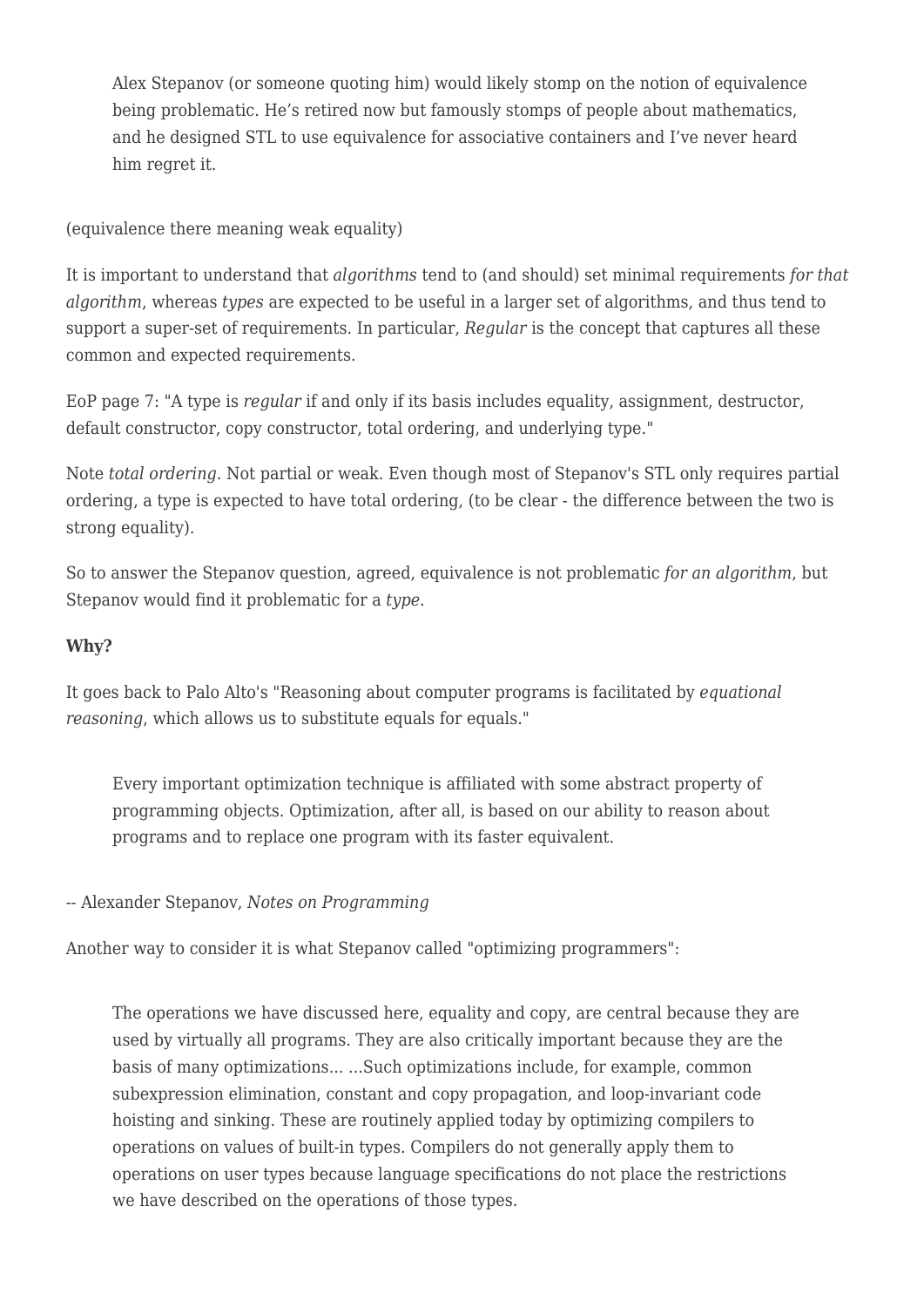> Alex Stepanov (or someone quoting him) would likely stomp on the notion of equivalence being problematic. He's retired now but famously stomps of people about mathematics, and he designed STL to use equivalence for associative containers and I've never heard him regret it.

(equivalence there meaning weak equality)

It is important to understand that *algorithms* tend to (and should) set minimal requirements *for that algorithm*, whereas *types* are expected to be useful in a larger set of algorithms, and thus tend to support a super-set of requirements. In particular, *Regular* is the concept that captures all these common and expected requirements.

EoP page 7: "A type is *regular* if and only if its basis includes equality, assignment, destructor, default constructor, copy constructor, total ordering, and underlying type."

Note *total ordering*. Not partial or weak. Even though most of Stepanov's STL only requires partial ordering, a type is expected to have total ordering, (to be clear - the difference between the two is strong equality).

So to answer the Stepanov question, agreed, equivalence is not problematic *for an algorithm*, but Stepanov would find it problematic for a *type*.

**Why?**

It goes back to Palo Alto's "Reasoning about computer programs is facilitated by *equational reasoning*, which allows us to substitute equals for equals."

> Every important optimization technique is affiliated with some abstract property of programming objects. Optimization, after all, is based on our ability to reason about programs and to replace one program with its faster equivalent.

-- Alexander Stepanov, *Notes on Programming*

Another way to consider it is what Stepanov called "optimizing programmers":

> The operations we have discussed here, equality and copy, are central because they are used by virtually all programs. They are also critically important because they are the basis of many optimizations... ...Such optimizations include, for example, common subexpression elimination, constant and copy propagation, and loop-invariant code hoisting and sinking. These are routinely applied today by optimizing compilers to operations on values of built-in types. Compilers do not generally apply them to operations on user types because language specifications do not place the restrictions we have described on the operations of those types.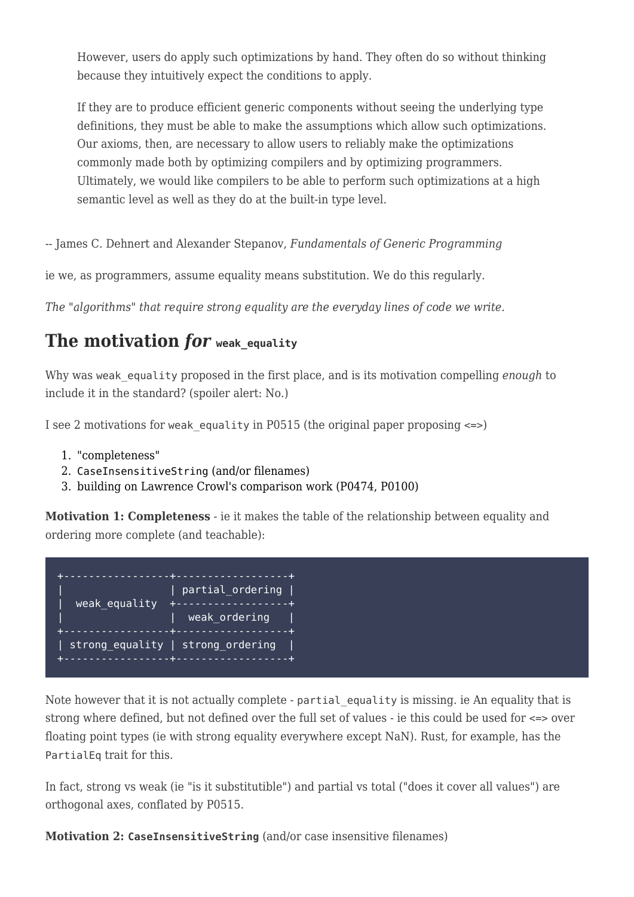> However, users do apply such optimizations by hand. They often do so without thinking because they intuitively expect the conditions to apply.
>
> If they are to produce efficient generic components without seeing the underlying type definitions, they must be able to make the assumptions which allow such optimizations. Our axioms, then, are necessary to allow users to reliably make the optimizations commonly made both by optimizing compilers and by optimizing programmers. Ultimately, we would like compilers to be able to perform such optimizations at a high semantic level as well as they do at the built-in type level.

-- James C. Dehnert and Alexander Stepanov, *Fundamentals of Generic Programming*

ie we, as programmers, assume equality means substitution. We do this regularly.

*The "algorithms" that require strong equality are the everyday lines of code we write.*

## The motivation *for* `weak_equality`

Why was `weak_equality` proposed in the first place, and is its motivation compelling *enough* to include it in the standard? (spoiler alert: No.)

I see 2 motivations for `weak_equality` in P0515 (the original paper proposing <=>)

1. "completeness"
2. `CaseInsensitiveString` (and/or filenames)
3. building on Lawrence Crowl's comparison work (P0474, P0100)

**Motivation 1: Completeness** - ie it makes the table of the relationship between equality and ordering more complete (and teachable):

```
+-----------------+------------------+
|                 | partial_ordering |
|  weak_equality  +------------------+
|                 |  weak_ordering   |
+-----------------+------------------+
| strong_equality | strong_ordering  |
+-----------------+------------------+
```

Note however that it is not actually complete - `partial_equality` is missing. ie An equality that is strong where defined, but not defined over the full set of values - ie this could be used for <=> over floating point types (ie with strong equality everywhere except NaN). Rust, for example, has the `PartialEq` trait for this.

In fact, strong vs weak (ie "is it substitutible") and partial vs total ("does it cover all values") are orthogonal axes, conflated by P0515.

**Motivation 2: `CaseInsensitiveString`** (and/or case insensitive filenames)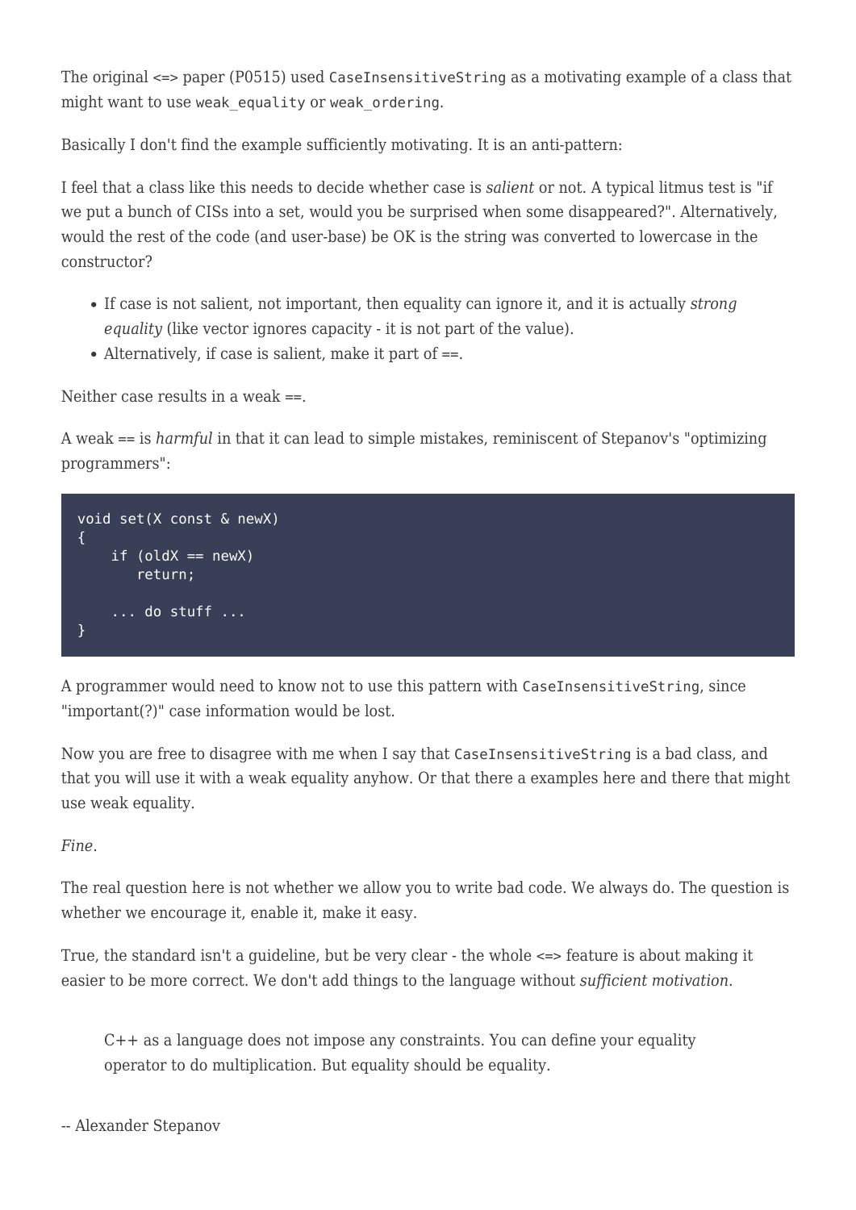The original <=> paper (P0515) used `CaseInsensitiveString` as a motivating example of a class that might want to use `weak_equality` or `weak_ordering`.

Basically I don't find the example sufficiently motivating. It is an anti-pattern:

I feel that a class like this needs to decide whether case is *salient* or not. A typical litmus test is "if we put a bunch of CISs into a set, would you be surprised when some disappeared?". Alternatively, would the rest of the code (and user-base) be OK is the string was converted to lowercase in the constructor?

- If case is not salient, not important, then equality can ignore it, and it is actually *strong equality* (like vector ignores capacity - it is not part of the value).
- Alternatively, if case is salient, make it part of ==.

Neither case results in a weak ==.

A weak == is *harmful* in that it can lead to simple mistakes, reminiscent of Stepanov's "optimizing programmers":

```
void set(X const & newX)
{
    if (oldX == newX)
       return;

    ... do stuff ...
}
```

A programmer would need to know not to use this pattern with `CaseInsensitiveString`, since "important(?)" case information would be lost.

Now you are free to disagree with me when I say that `CaseInsensitiveString` is a bad class, and that you will use it with a weak equality anyhow. Or that there a examples here and there that might use weak equality.

*Fine*.

The real question here is not whether we allow you to write bad code. We always do. The question is whether we encourage it, enable it, make it easy.

True, the standard isn't a guideline, but be very clear - the whole <=> feature is about making it easier to be more correct. We don't add things to the language without *sufficient motivation.*

> C++ as a language does not impose any constraints. You can define your equality operator to do multiplication. But equality should be equality.

-- Alexander Stepanov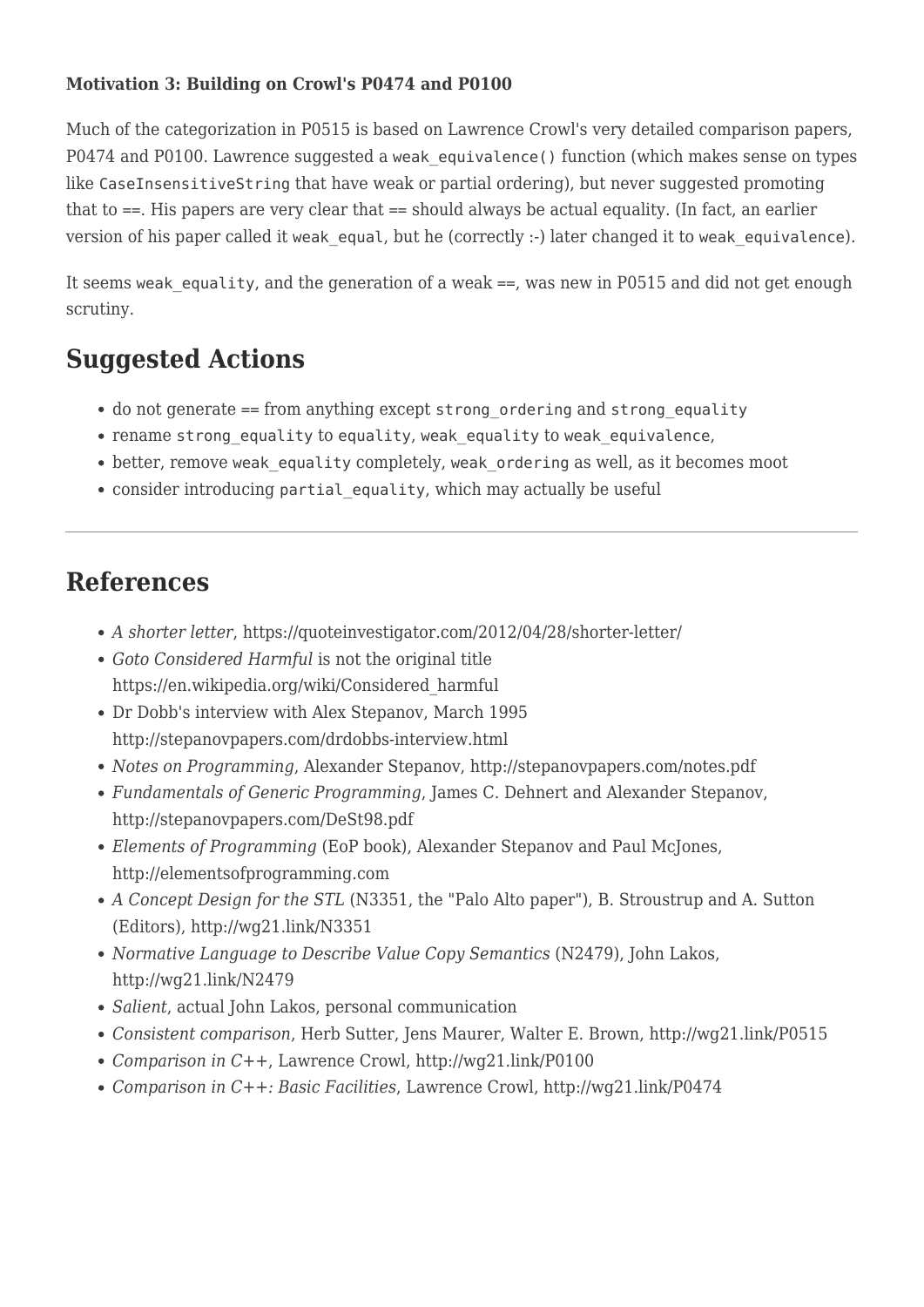#### Motivation 3: Building on Crowl's P0474 and P0100

Much of the categorization in P0515 is based on Lawrence Crowl's very detailed comparison papers, P0474 and P0100. Lawrence suggested a `weak_equivalence()` function (which makes sense on types like `CaseInsensitiveString` that have weak or partial ordering), but never suggested promoting that to ==. His papers are very clear that == should always be actual equality. (In fact, an earlier version of his paper called it `weak_equal`, but he (correctly :-) later changed it to `weak_equivalence`).

It seems `weak_equality`, and the generation of a weak ==, was new in P0515 and did not get enough scrutiny.

## Suggested Actions

- do not generate == from anything except `strong_ordering` and `strong_equality`
- rename `strong_equality` to `equality`, `weak_equality` to `weak_equivalence`,
- better, remove `weak_equality` completely, `weak_ordering` as well, as it becomes moot
- consider introducing `partial_equality`, which may actually be useful

---

## References

- *A shorter letter*, https://quoteinvestigator.com/2012/04/28/shorter-letter/
- *Goto Considered Harmful* is not the original title https://en.wikipedia.org/wiki/Considered_harmful
- Dr Dobb's interview with Alex Stepanov, March 1995 http://stepanovpapers.com/drdobbs-interview.html
- *Notes on Programming*, Alexander Stepanov, http://stepanovpapers.com/notes.pdf
- *Fundamentals of Generic Programming*, James C. Dehnert and Alexander Stepanov, http://stepanovpapers.com/DeSt98.pdf
- *Elements of Programming* (EoP book), Alexander Stepanov and Paul McJones, http://elementsofprogramming.com
- *A Concept Design for the STL* (N3351, the "Palo Alto paper"), B. Stroustrup and A. Sutton (Editors), http://wg21.link/N3351
- *Normative Language to Describe Value Copy Semantics* (N2479), John Lakos, http://wg21.link/N2479
- *Salient*, actual John Lakos, personal communication
- *Consistent comparison*, Herb Sutter, Jens Maurer, Walter E. Brown, http://wg21.link/P0515
- *Comparison in C++*, Lawrence Crowl, http://wg21.link/P0100
- *Comparison in C++: Basic Facilities*, Lawrence Crowl, http://wg21.link/P0474